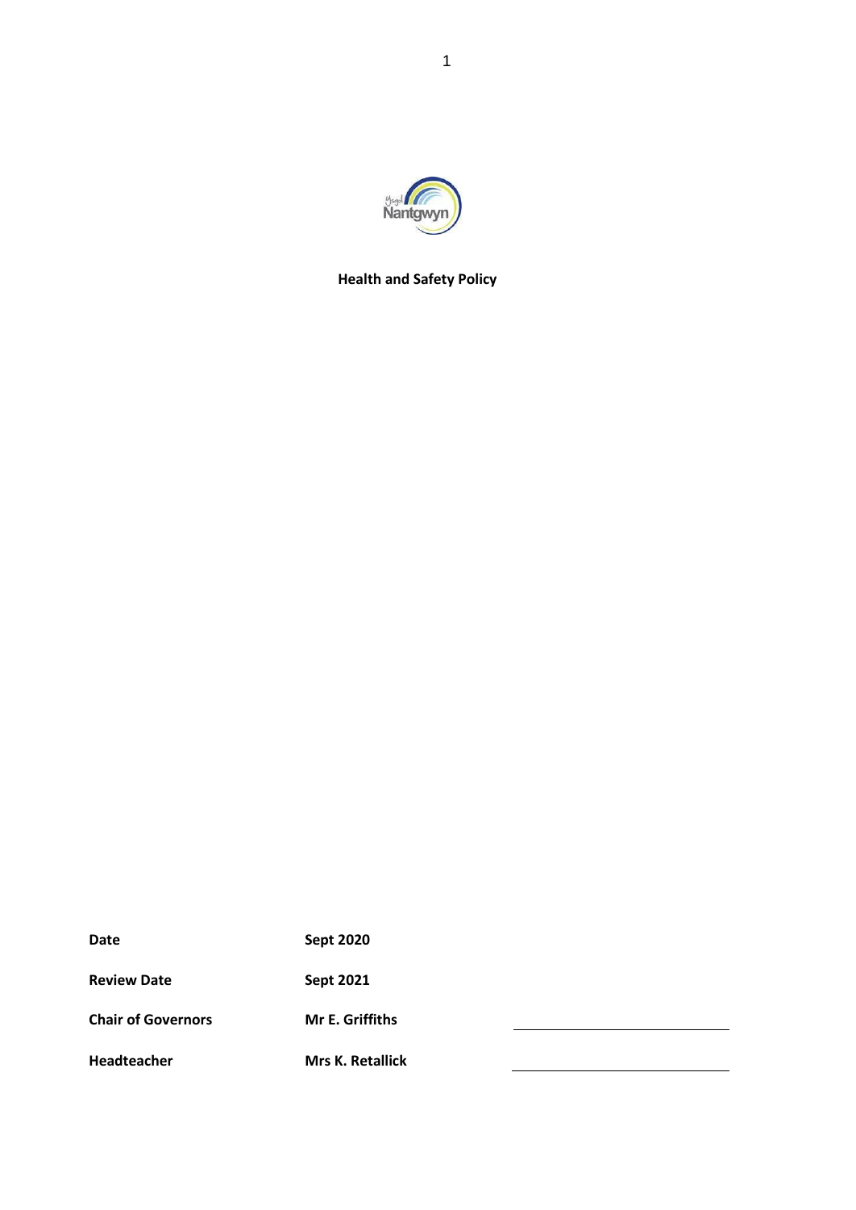# Health and Safety Policy

| | | |
|---|---|---|
| **Date** | **Sept 2020** | |
| **Review Date** | **Sept 2021** | |
| **Chair of Governors** | **Mr E. Griffiths** | ____________________ |
| **Headteacher** | **Mrs K. Retallick** | ____________________ |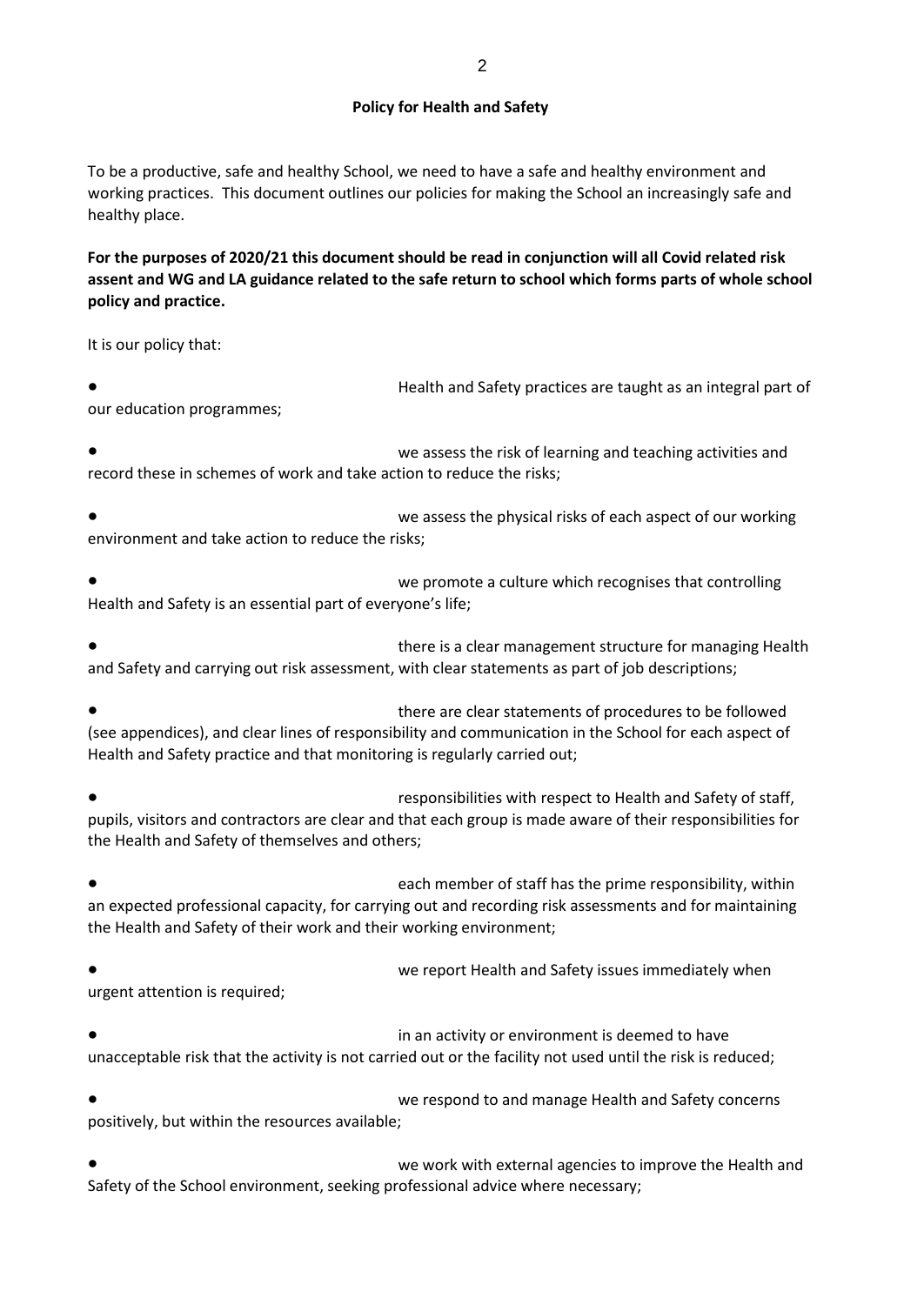**Policy for Health and Safety**

To be a productive, safe and healthy School, we need to have a safe and healthy environment and working practices. This document outlines our policies for making the School an increasingly safe and healthy place.

**For the purposes of 2020/21 this document should be read in conjunction will all Covid related risk assent and WG and LA guidance related to the safe return to school which forms parts of whole school policy and practice.**

It is our policy that:

- Health and Safety practices are taught as an integral part of our education programmes;
- we assess the risk of learning and teaching activities and record these in schemes of work and take action to reduce the risks;
- we assess the physical risks of each aspect of our working environment and take action to reduce the risks;
- we promote a culture which recognises that controlling Health and Safety is an essential part of everyone's life;
- there is a clear management structure for managing Health and Safety and carrying out risk assessment, with clear statements as part of job descriptions;
- there are clear statements of procedures to be followed (see appendices), and clear lines of responsibility and communication in the School for each aspect of Health and Safety practice and that monitoring is regularly carried out;
- responsibilities with respect to Health and Safety of staff, pupils, visitors and contractors are clear and that each group is made aware of their responsibilities for the Health and Safety of themselves and others;
- each member of staff has the prime responsibility, within an expected professional capacity, for carrying out and recording risk assessments and for maintaining the Health and Safety of their work and their working environment;
- we report Health and Safety issues immediately when urgent attention is required;
- in an activity or environment is deemed to have unacceptable risk that the activity is not carried out or the facility not used until the risk is reduced;
- we respond to and manage Health and Safety concerns positively, but within the resources available;
- we work with external agencies to improve the Health and Safety of the School environment, seeking professional advice where necessary;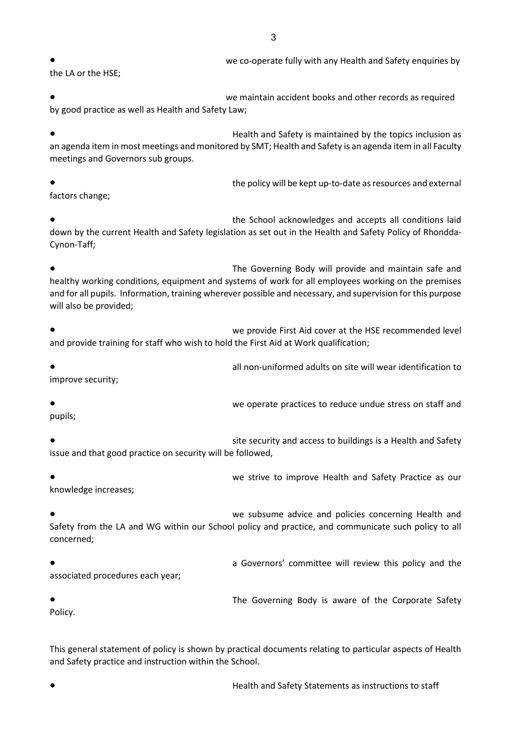- we co-operate fully with any Health and Safety enquiries by the LA or the HSE;

- we maintain accident books and other records as required by good practice as well as Health and Safety Law;

- Health and Safety is maintained by the topics inclusion as an agenda item in most meetings and monitored by SMT; Health and Safety is an agenda item in all Faculty meetings and Governors sub groups.

- the policy will be kept up-to-date as resources and external factors change;

- the School acknowledges and accepts all conditions laid down by the current Health and Safety legislation as set out in the Health and Safety Policy of Rhondda-Cynon-Taff;

- The Governing Body will provide and maintain safe and healthy working conditions, equipment and systems of work for all employees working on the premises and for all pupils. Information, training wherever possible and necessary, and supervision for this purpose will also be provided;

- we provide First Aid cover at the HSE recommended level and provide training for staff who wish to hold the First Aid at Work qualification;

- all non-uniformed adults on site will wear identification to improve security;

- we operate practices to reduce undue stress on staff and pupils;

- site security and access to buildings is a Health and Safety issue and that good practice on security will be followed,

- we strive to improve Health and Safety Practice as our knowledge increases;

- we subsume advice and policies concerning Health and Safety from the LA and WG within our School policy and practice, and communicate such policy to all concerned;

- a Governors' committee will review this policy and the associated procedures each year;

- The Governing Body is aware of the Corporate Safety Policy.

This general statement of policy is shown by practical documents relating to particular aspects of Health and Safety practice and instruction within the School.

- Health and Safety Statements as instructions to staff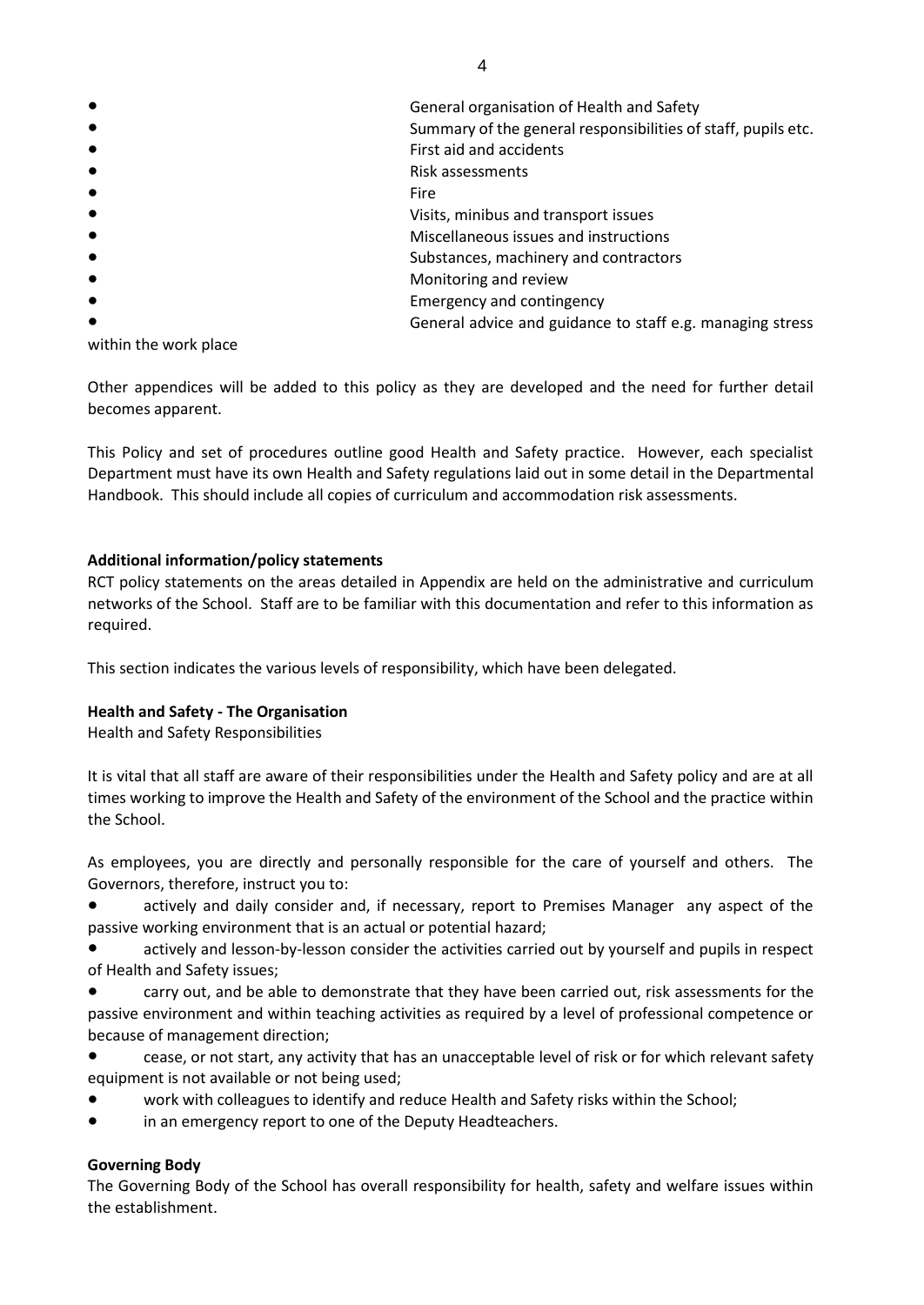- General organisation of Health and Safety
- Summary of the general responsibilities of staff, pupils etc.
- First aid and accidents
- Risk assessments
- Fire
- Visits, minibus and transport issues
- Miscellaneous issues and instructions
- Substances, machinery and contractors
- Monitoring and review
- Emergency and contingency
- General advice and guidance to staff e.g. managing stress within the work place

Other appendices will be added to this policy as they are developed and the need for further detail becomes apparent.

This Policy and set of procedures outline good Health and Safety practice. However, each specialist Department must have its own Health and Safety regulations laid out in some detail in the Departmental Handbook. This should include all copies of curriculum and accommodation risk assessments.

**Additional information/policy statements**

RCT policy statements on the areas detailed in Appendix are held on the administrative and curriculum networks of the School. Staff are to be familiar with this documentation and refer to this information as required.

This section indicates the various levels of responsibility, which have been delegated.

**Health and Safety - The Organisation**

Health and Safety Responsibilities

It is vital that all staff are aware of their responsibilities under the Health and Safety policy and are at all times working to improve the Health and Safety of the environment of the School and the practice within the School.

As employees, you are directly and personally responsible for the care of yourself and others. The Governors, therefore, instruct you to:

- actively and daily consider and, if necessary, report to Premises Manager any aspect of the passive working environment that is an actual or potential hazard;
- actively and lesson-by-lesson consider the activities carried out by yourself and pupils in respect of Health and Safety issues;
- carry out, and be able to demonstrate that they have been carried out, risk assessments for the passive environment and within teaching activities as required by a level of professional competence or because of management direction;
- cease, or not start, any activity that has an unacceptable level of risk or for which relevant safety equipment is not available or not being used;
- work with colleagues to identify and reduce Health and Safety risks within the School;
- in an emergency report to one of the Deputy Headteachers.

**Governing Body**

The Governing Body of the School has overall responsibility for health, safety and welfare issues within the establishment.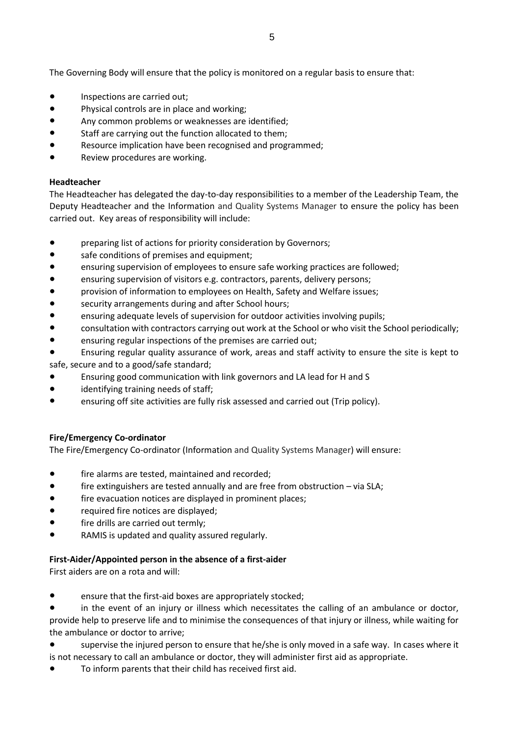The Governing Body will ensure that the policy is monitored on a regular basis to ensure that:

- Inspections are carried out;
- Physical controls are in place and working;
- Any common problems or weaknesses are identified;
- Staff are carrying out the function allocated to them;
- Resource implication have been recognised and programmed;
- Review procedures are working.

**Headteacher**

The Headteacher has delegated the day-to-day responsibilities to a member of the Leadership Team, the Deputy Headteacher and the Information and Quality Systems Manager to ensure the policy has been carried out. Key areas of responsibility will include:

- preparing list of actions for priority consideration by Governors;
- safe conditions of premises and equipment;
- ensuring supervision of employees to ensure safe working practices are followed;
- ensuring supervision of visitors e.g. contractors, parents, delivery persons;
- provision of information to employees on Health, Safety and Welfare issues;
- security arrangements during and after School hours;
- ensuring adequate levels of supervision for outdoor activities involving pupils;
- consultation with contractors carrying out work at the School or who visit the School periodically;
- ensuring regular inspections of the premises are carried out;
- Ensuring regular quality assurance of work, areas and staff activity to ensure the site is kept to safe, secure and to a good/safe standard;
- Ensuring good communication with link governors and LA lead for H and S
- identifying training needs of staff;
- ensuring off site activities are fully risk assessed and carried out (Trip policy).

**Fire/Emergency Co-ordinator**

The Fire/Emergency Co-ordinator (Information and Quality Systems Manager) will ensure:

- fire alarms are tested, maintained and recorded;
- fire extinguishers are tested annually and are free from obstruction – via SLA;
- fire evacuation notices are displayed in prominent places;
- required fire notices are displayed;
- fire drills are carried out termly;
- RAMIS is updated and quality assured regularly.

**First-Aider/Appointed person in the absence of a first-aider**

First aiders are on a rota and will:

- ensure that the first-aid boxes are appropriately stocked;
- in the event of an injury or illness which necessitates the calling of an ambulance or doctor, provide help to preserve life and to minimise the consequences of that injury or illness, while waiting for the ambulance or doctor to arrive;
- supervise the injured person to ensure that he/she is only moved in a safe way. In cases where it is not necessary to call an ambulance or doctor, they will administer first aid as appropriate.
- To inform parents that their child has received first aid.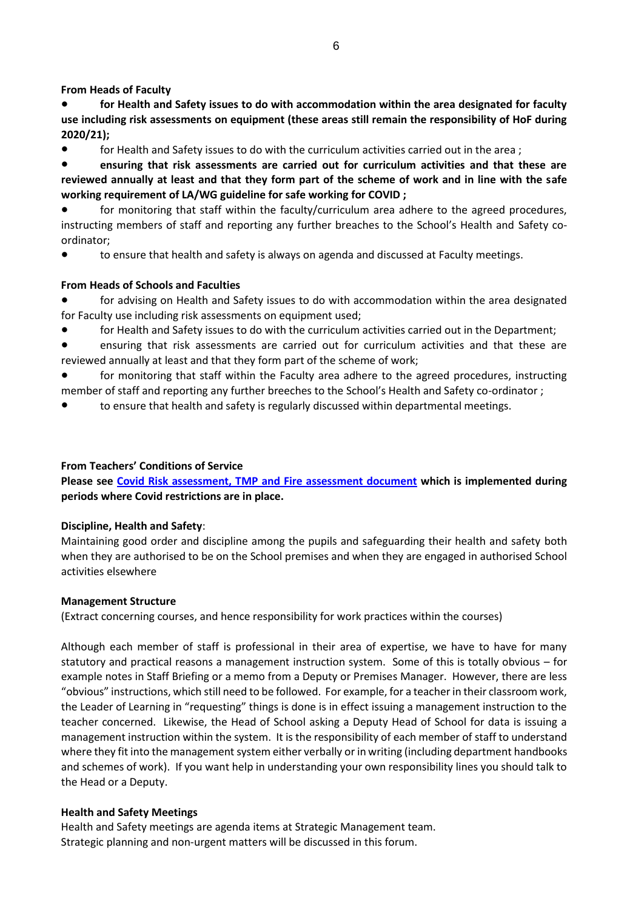**From Heads of Faculty**

- **for Health and Safety issues to do with accommodation within the area designated for faculty use including risk assessments on equipment (these areas still remain the responsibility of HoF during 2020/21);**
- for Health and Safety issues to do with the curriculum activities carried out in the area ;
- **ensuring that risk assessments are carried out for curriculum activities and that these are reviewed annually at least and that they form part of the scheme of work and in line with the safe working requirement of LA/WG guideline for safe working for COVID ;**
- for monitoring that staff within the faculty/curriculum area adhere to the agreed procedures, instructing members of staff and reporting any further breaches to the School's Health and Safety co-ordinator;
- to ensure that health and safety is always on agenda and discussed at Faculty meetings.

**From Heads of Schools and Faculties**

- for advising on Health and Safety issues to do with accommodation within the area designated for Faculty use including risk assessments on equipment used;
- for Health and Safety issues to do with the curriculum activities carried out in the Department;
- ensuring that risk assessments are carried out for curriculum activities and that these are reviewed annually at least and that they form part of the scheme of work;
- for monitoring that staff within the Faculty area adhere to the agreed procedures, instructing member of staff and reporting any further breeches to the School's Health and Safety co-ordinator ;
- to ensure that health and safety is regularly discussed within departmental meetings.

**From Teachers' Conditions of Service**

**Please see Covid Risk assessment, TMP and Fire assessment document which is implemented during periods where Covid restrictions are in place.**

**Discipline, Health and Safety**:

Maintaining good order and discipline among the pupils and safeguarding their health and safety both when they are authorised to be on the School premises and when they are engaged in authorised School activities elsewhere

**Management Structure**

(Extract concerning courses, and hence responsibility for work practices within the courses)

Although each member of staff is professional in their area of expertise, we have to have for many statutory and practical reasons a management instruction system. Some of this is totally obvious – for example notes in Staff Briefing or a memo from a Deputy or Premises Manager. However, there are less "obvious" instructions, which still need to be followed. For example, for a teacher in their classroom work, the Leader of Learning in "requesting" things is done is in effect issuing a management instruction to the teacher concerned. Likewise, the Head of School asking a Deputy Head of School for data is issuing a management instruction within the system. It is the responsibility of each member of staff to understand where they fit into the management system either verbally or in writing (including department handbooks and schemes of work). If you want help in understanding your own responsibility lines you should talk to the Head or a Deputy.

**Health and Safety Meetings**

Health and Safety meetings are agenda items at Strategic Management team.
Strategic planning and non-urgent matters will be discussed in this forum.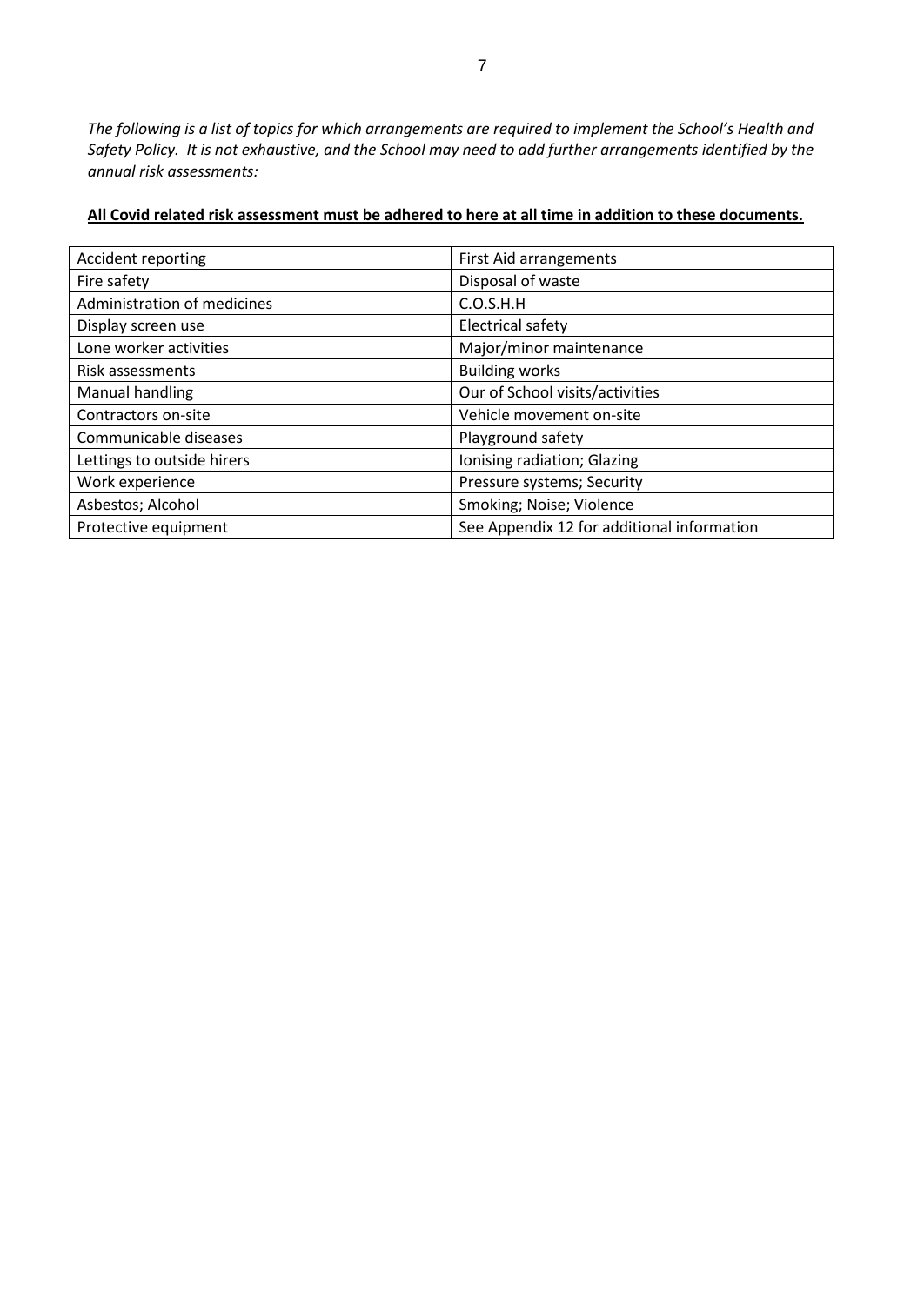*The following is a list of topics for which arrangements are required to implement the School's Health and Safety Policy. It is not exhaustive, and the School may need to add further arrangements identified by the annual risk assessments:*

**<u>All Covid related risk assessment must be adhered to here at all time in addition to these documents.</u>**

| | |
|---|---|
| Accident reporting | First Aid arrangements |
| Fire safety | Disposal of waste |
| Administration of medicines | C.O.S.H.H |
| Display screen use | Electrical safety |
| Lone worker activities | Major/minor maintenance |
| Risk assessments | Building works |
| Manual handling | Our of School visits/activities |
| Contractors on-site | Vehicle movement on-site |
| Communicable diseases | Playground safety |
| Lettings to outside hirers | Ionising radiation; Glazing |
| Work experience | Pressure systems; Security |
| Asbestos; Alcohol | Smoking; Noise; Violence |
| Protective equipment | See Appendix 12 for additional information |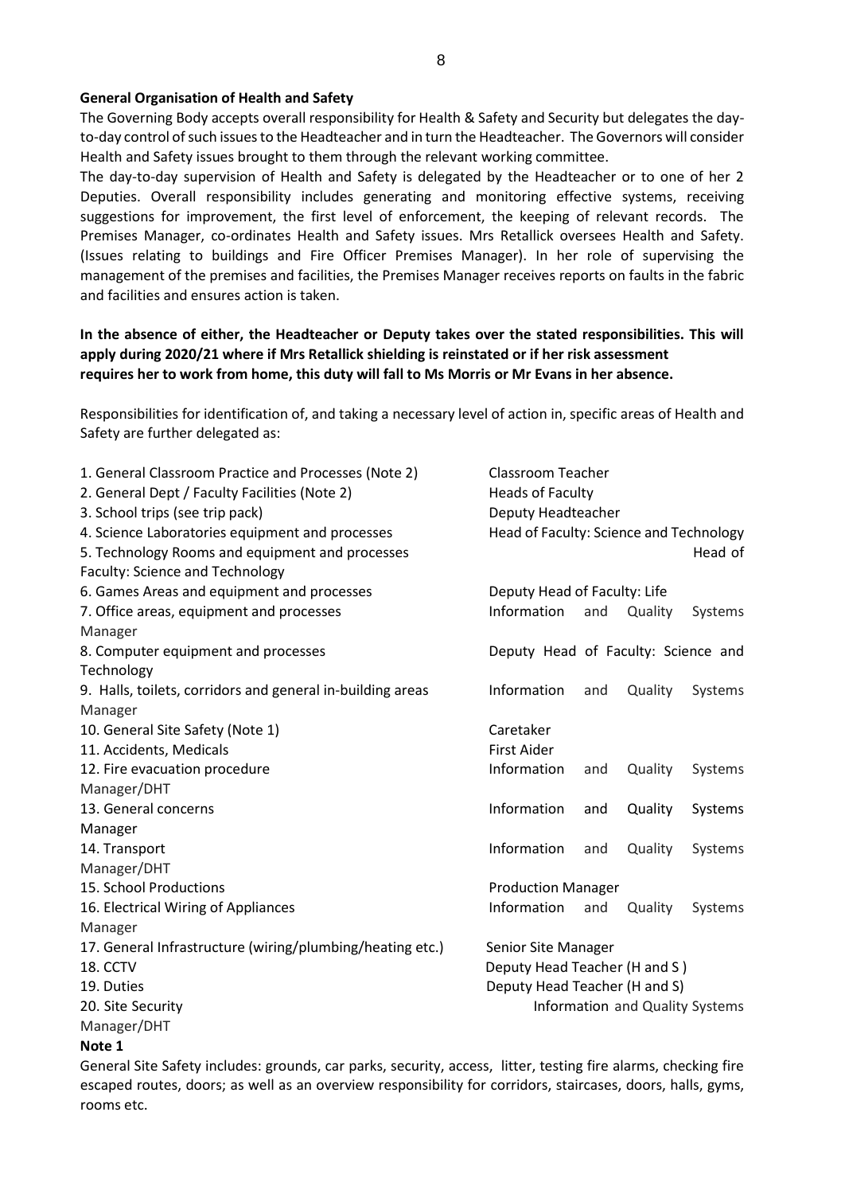**General Organisation of Health and Safety**

The Governing Body accepts overall responsibility for Health & Safety and Security but delegates the day-to-day control of such issues to the Headteacher and in turn the Headteacher. The Governors will consider Health and Safety issues brought to them through the relevant working committee.

The day-to-day supervision of Health and Safety is delegated by the Headteacher or to one of her 2 Deputies. Overall responsibility includes generating and monitoring effective systems, receiving suggestions for improvement, the first level of enforcement, the keeping of relevant records. The Premises Manager, co-ordinates Health and Safety issues. Mrs Retallick oversees Health and Safety. (Issues relating to buildings and Fire Officer Premises Manager). In her role of supervising the management of the premises and facilities, the Premises Manager receives reports on faults in the fabric and facilities and ensures action is taken.

**In the absence of either, the Headteacher or Deputy takes over the stated responsibilities. This will apply during 2020/21 where if Mrs Retallick shielding is reinstated or if her risk assessment requires her to work from home, this duty will fall to Ms Morris or Mr Evans in her absence.**

Responsibilities for identification of, and taking a necessary level of action in, specific areas of Health and Safety are further delegated as:

| Area | Responsibility |
|---|---|
| 1. General Classroom Practice and Processes (Note 2) | Classroom Teacher |
| 2. General Dept / Faculty Facilities (Note 2) | Heads of Faculty |
| 3. School trips (see trip pack) | Deputy Headteacher |
| 4. Science Laboratories equipment and processes | Head of Faculty: Science and Technology |
| 5. Technology Rooms and equipment and processes | Head of Faculty: Science and Technology |
| 6. Games Areas and equipment and processes | Deputy Head of Faculty: Life |
| 7. Office areas, equipment and processes | Information and Quality Systems Manager |
| 8. Computer equipment and processes | Deputy Head of Faculty: Science and Technology |
| 9. Halls, toilets, corridors and general in-building areas | Information and Quality Systems Manager |
| 10. General Site Safety (Note 1) | Caretaker |
| 11. Accidents, Medicals | First Aider |
| 12. Fire evacuation procedure | Information and Quality Systems Manager/DHT |
| 13. General concerns | Information and Quality Systems Manager |
| 14. Transport | Information and Quality Systems Manager/DHT |
| 15. School Productions | Production Manager |
| 16. Electrical Wiring of Appliances | Information and Quality Systems Manager |
| 17. General Infrastructure (wiring/plumbing/heating etc.) | Senior Site Manager |
| 18. CCTV | Deputy Head Teacher (H and S ) |
| 19. Duties | Deputy Head Teacher (H and S) |
| 20. Site Security | Information and Quality Systems Manager/DHT |

**Note 1**

General Site Safety includes: grounds, car parks, security, access, litter, testing fire alarms, checking fire escaped routes, doors; as well as an overview responsibility for corridors, staircases, doors, halls, gyms, rooms etc.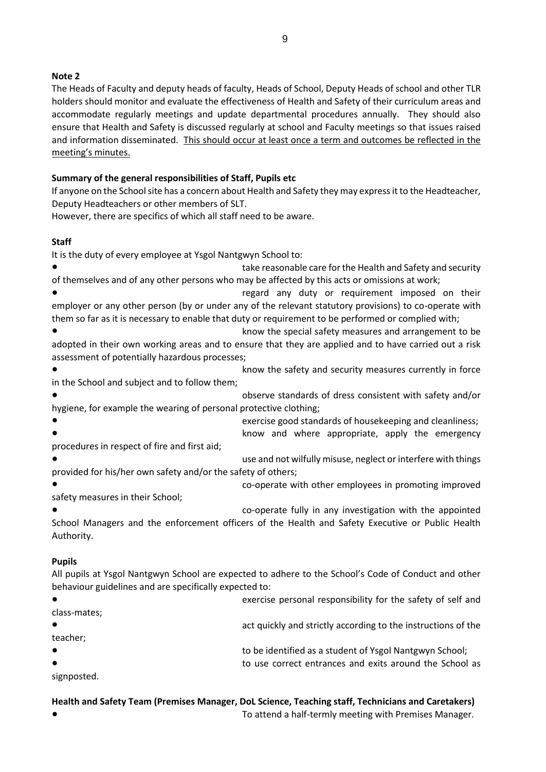**Note 2**

The Heads of Faculty and deputy heads of faculty, Heads of School, Deputy Heads of school and other TLR holders should monitor and evaluate the effectiveness of Health and Safety of their curriculum areas and accommodate regularly meetings and update departmental procedures annually. They should also ensure that Health and Safety is discussed regularly at school and Faculty meetings so that issues raised and information disseminated. <u>This should occur at least once a term and outcomes be reflected in the meeting's minutes.</u>

**Summary of the general responsibilities of Staff, Pupils etc**

If anyone on the School site has a concern about Health and Safety they may express it to the Headteacher, Deputy Headteachers or other members of SLT.

However, there are specifics of which all staff need to be aware.

**Staff**

It is the duty of every employee at Ysgol Nantgwyn School to:

- take reasonable care for the Health and Safety and security of themselves and of any other persons who may be affected by this acts or omissions at work;
- regard any duty or requirement imposed on their employer or any other person (by or under any of the relevant statutory provisions) to co-operate with them so far as it is necessary to enable that duty or requirement to be performed or complied with;
- know the special safety measures and arrangement to be adopted in their own working areas and to ensure that they are applied and to have carried out a risk assessment of potentially hazardous processes;
- know the safety and security measures currently in force in the School and subject and to follow them;
- observe standards of dress consistent with safety and/or hygiene, for example the wearing of personal protective clothing;
- exercise good standards of housekeeping and cleanliness;
- know and where appropriate, apply the emergency procedures in respect of fire and first aid;
- use and not wilfully misuse, neglect or interfere with things provided for his/her own safety and/or the safety of others;
- co-operate with other employees in promoting improved safety measures in their School;
- co-operate fully in any investigation with the appointed School Managers and the enforcement officers of the Health and Safety Executive or Public Health Authority.

**Pupils**

All pupils at Ysgol Nantgwyn School are expected to adhere to the School's Code of Conduct and other behaviour guidelines and are specifically expected to:

- exercise personal responsibility for the safety of self and class-mates;
- act quickly and strictly according to the instructions of the teacher;
- to be identified as a student of Ysgol Nantgwyn School;
- to use correct entrances and exits around the School as signposted.

**Health and Safety Team (Premises Manager, DoL Science, Teaching staff, Technicians and Caretakers)**

- To attend a half-termly meeting with Premises Manager.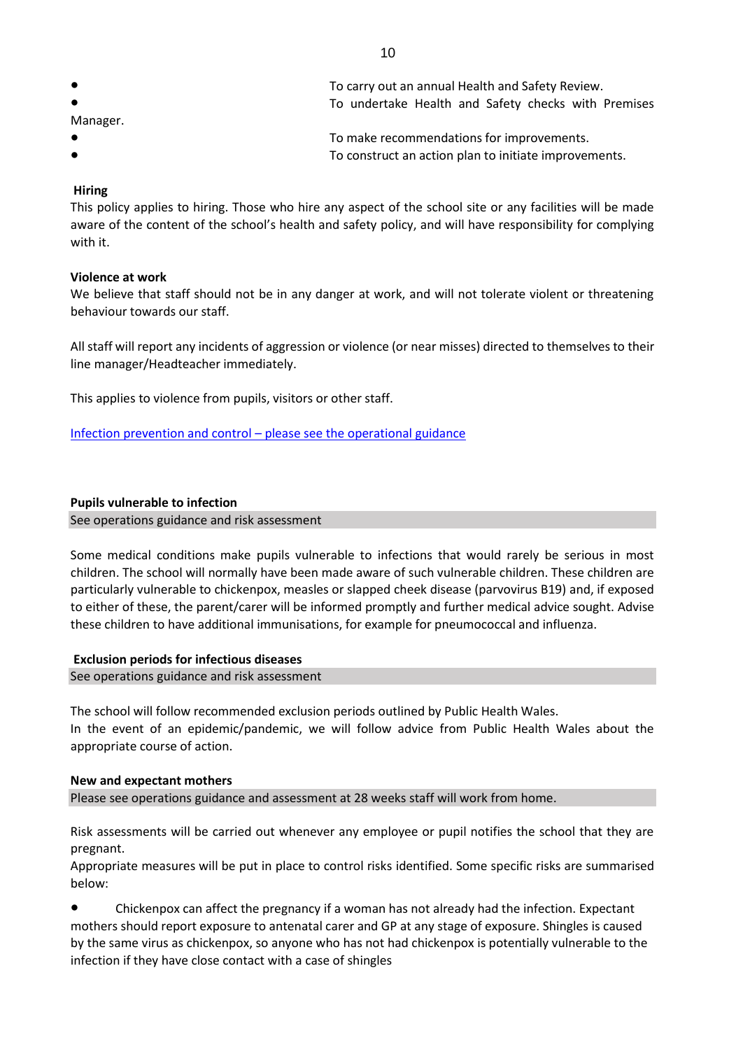- To carry out an annual Health and Safety Review.
- To undertake Health and Safety checks with Premises Manager.
- To make recommendations for improvements.
- To construct an action plan to initiate improvements.

**Hiring**

This policy applies to hiring. Those who hire any aspect of the school site or any facilities will be made aware of the content of the school's health and safety policy, and will have responsibility for complying with it.

**Violence at work**

We believe that staff should not be in any danger at work, and will not tolerate violent or threatening behaviour towards our staff.

All staff will report any incidents of aggression or violence (or near misses) directed to themselves to their line manager/Headteacher immediately.

This applies to violence from pupils, visitors or other staff.

Infection prevention and control – please see the operational guidance

**Pupils vulnerable to infection**

See operations guidance and risk assessment

Some medical conditions make pupils vulnerable to infections that would rarely be serious in most children. The school will normally have been made aware of such vulnerable children. These children are particularly vulnerable to chickenpox, measles or slapped cheek disease (parvovirus B19) and, if exposed to either of these, the parent/carer will be informed promptly and further medical advice sought. Advise these children to have additional immunisations, for example for pneumococcal and influenza.

**Exclusion periods for infectious diseases**

See operations guidance and risk assessment

The school will follow recommended exclusion periods outlined by Public Health Wales.
In the event of an epidemic/pandemic, we will follow advice from Public Health Wales about the appropriate course of action.

**New and expectant mothers**

Please see operations guidance and assessment at 28 weeks staff will work from home.

Risk assessments will be carried out whenever any employee or pupil notifies the school that they are pregnant.
Appropriate measures will be put in place to control risks identified. Some specific risks are summarised below:

- Chickenpox can affect the pregnancy if a woman has not already had the infection. Expectant mothers should report exposure to antenatal carer and GP at any stage of exposure. Shingles is caused by the same virus as chickenpox, so anyone who has not had chickenpox is potentially vulnerable to the infection if they have close contact with a case of shingles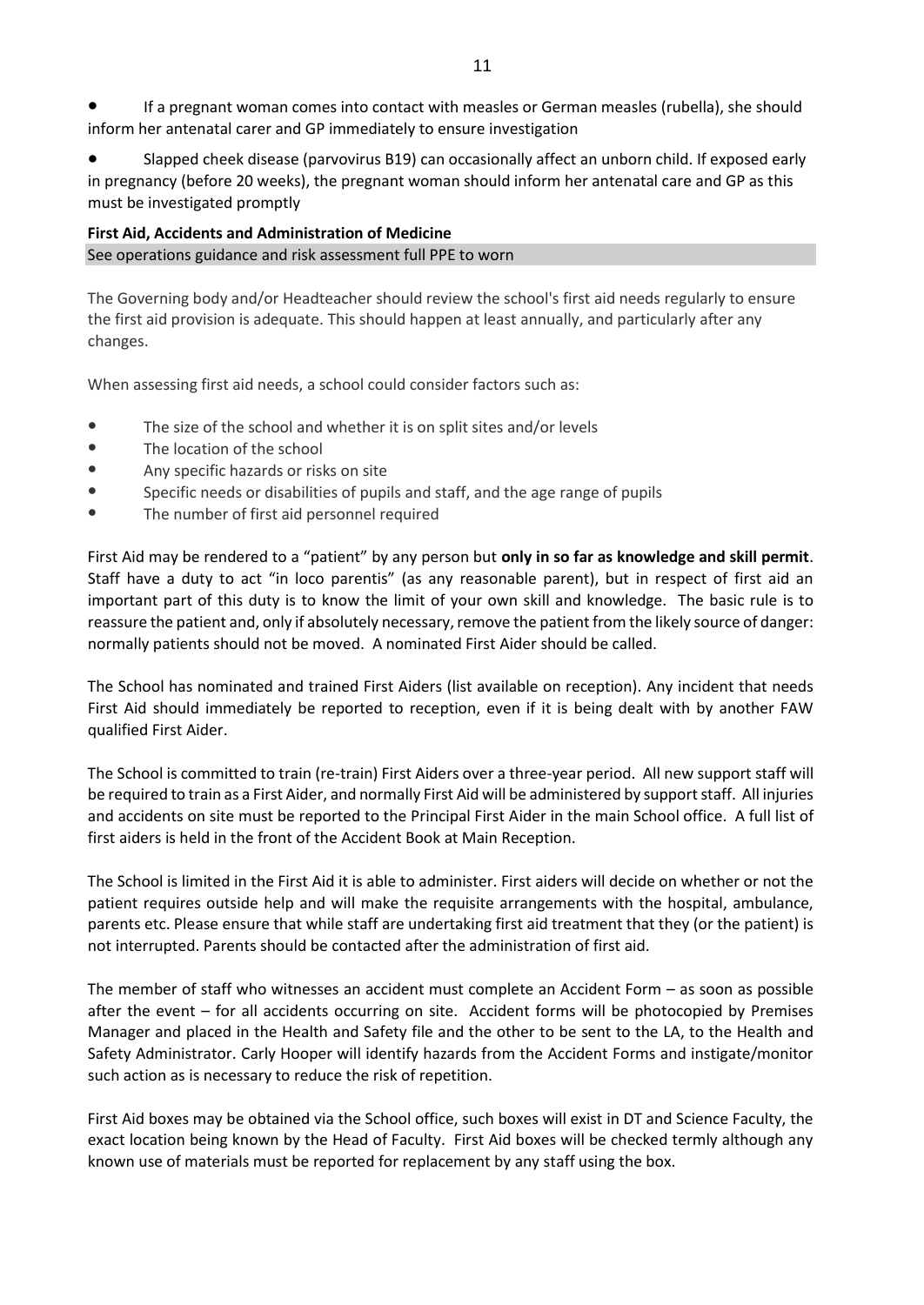- If a pregnant woman comes into contact with measles or German measles (rubella), she should inform her antenatal carer and GP immediately to ensure investigation
- Slapped cheek disease (parvovirus B19) can occasionally affect an unborn child. If exposed early in pregnancy (before 20 weeks), the pregnant woman should inform her antenatal care and GP as this must be investigated promptly

**First Aid, Accidents and Administration of Medicine**

See operations guidance and risk assessment full PPE to worn

The Governing body and/or Headteacher should review the school's first aid needs regularly to ensure the first aid provision is adequate. This should happen at least annually, and particularly after any changes.

When assessing first aid needs, a school could consider factors such as:

- The size of the school and whether it is on split sites and/or levels
- The location of the school
- Any specific hazards or risks on site
- Specific needs or disabilities of pupils and staff, and the age range of pupils
- The number of first aid personnel required

First Aid may be rendered to a "patient" by any person but **only in so far as knowledge and skill permit**. Staff have a duty to act "in loco parentis" (as any reasonable parent), but in respect of first aid an important part of this duty is to know the limit of your own skill and knowledge. The basic rule is to reassure the patient and, only if absolutely necessary, remove the patient from the likely source of danger: normally patients should not be moved. A nominated First Aider should be called.

The School has nominated and trained First Aiders (list available on reception). Any incident that needs First Aid should immediately be reported to reception, even if it is being dealt with by another FAW qualified First Aider.

The School is committed to train (re-train) First Aiders over a three-year period. All new support staff will be required to train as a First Aider, and normally First Aid will be administered by support staff. All injuries and accidents on site must be reported to the Principal First Aider in the main School office. A full list of first aiders is held in the front of the Accident Book at Main Reception.

The School is limited in the First Aid it is able to administer. First aiders will decide on whether or not the patient requires outside help and will make the requisite arrangements with the hospital, ambulance, parents etc. Please ensure that while staff are undertaking first aid treatment that they (or the patient) is not interrupted. Parents should be contacted after the administration of first aid.

The member of staff who witnesses an accident must complete an Accident Form – as soon as possible after the event – for all accidents occurring on site. Accident forms will be photocopied by Premises Manager and placed in the Health and Safety file and the other to be sent to the LA, to the Health and Safety Administrator. Carly Hooper will identify hazards from the Accident Forms and instigate/monitor such action as is necessary to reduce the risk of repetition.

First Aid boxes may be obtained via the School office, such boxes will exist in DT and Science Faculty, the exact location being known by the Head of Faculty. First Aid boxes will be checked termly although any known use of materials must be reported for replacement by any staff using the box.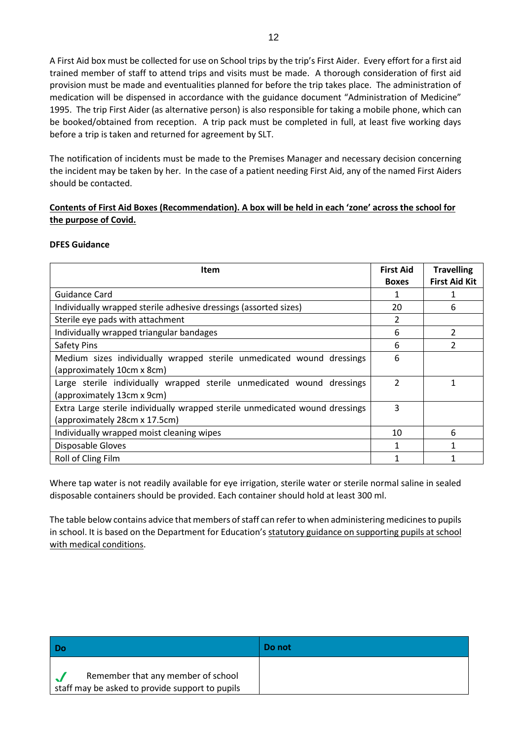A First Aid box must be collected for use on School trips by the trip's First Aider. Every effort for a first aid trained member of staff to attend trips and visits must be made. A thorough consideration of first aid provision must be made and eventualities planned for before the trip takes place. The administration of medication will be dispensed in accordance with the guidance document "Administration of Medicine" 1995. The trip First Aider (as alternative person) is also responsible for taking a mobile phone, which can be booked/obtained from reception. A trip pack must be completed in full, at least five working days before a trip is taken and returned for agreement by SLT.

The notification of incidents must be made to the Premises Manager and necessary decision concerning the incident may be taken by her. In the case of a patient needing First Aid, any of the named First Aiders should be contacted.

**Contents of First Aid Boxes (Recommendation). A box will be held in each 'zone' across the school for the purpose of Covid.**

**DFES Guidance**

| Item | First Aid Boxes | Travelling First Aid Kit |
|---|---|---|
| Guidance Card | 1 | 1 |
| Individually wrapped sterile adhesive dressings (assorted sizes) | 20 | 6 |
| Sterile eye pads with attachment | 2 | |
| Individually wrapped triangular bandages | 6 | 2 |
| Safety Pins | 6 | 2 |
| Medium sizes individually wrapped sterile unmedicated wound dressings (approximately 10cm x 8cm) | 6 | |
| Large sterile individually wrapped sterile unmedicated wound dressings (approximately 13cm x 9cm) | 2 | 1 |
| Extra Large sterile individually wrapped sterile unmedicated wound dressings (approximately 28cm x 17.5cm) | 3 | |
| Individually wrapped moist cleaning wipes | 10 | 6 |
| Disposable Gloves | 1 | 1 |
| Roll of Cling Film | 1 | 1 |

Where tap water is not readily available for eye irrigation, sterile water or sterile normal saline in sealed disposable containers should be provided. Each container should hold at least 300 ml.

The table below contains advice that members of staff can refer to when administering medicines to pupils in school. It is based on the Department for Education's statutory guidance on supporting pupils at school with medical conditions.

| Do | Do not |
|---|---|
| ✓ Remember that any member of school staff may be asked to provide support to pupils | |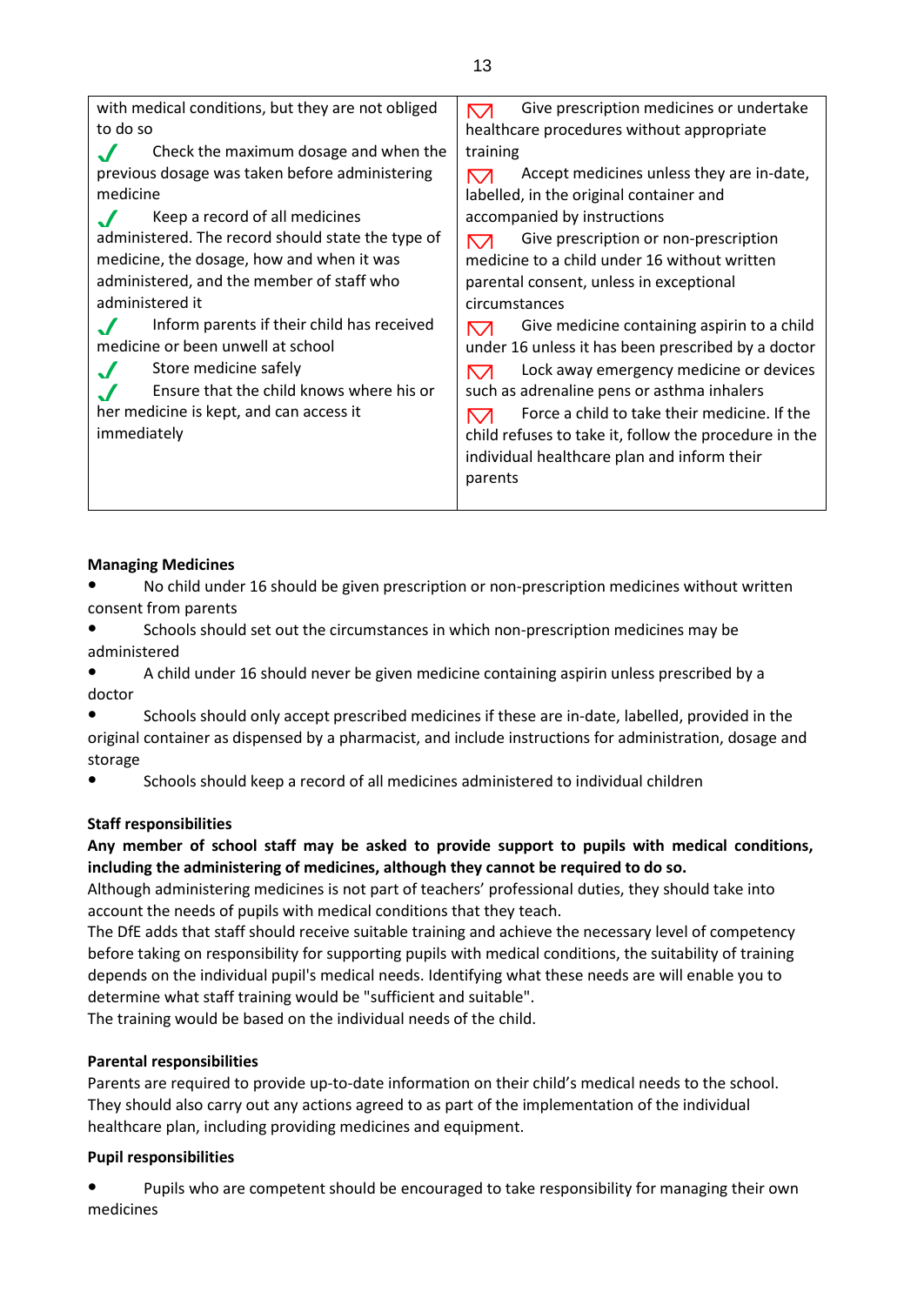| with medical conditions, but they are not obliged to do so<br>✓ Check the maximum dosage and when the previous dosage was taken before administering medicine<br>✓ Keep a record of all medicines administered. The record should state the type of medicine, the dosage, how and when it was administered, and the member of staff who administered it<br>✓ Inform parents if their child has received medicine or been unwell at school<br>✓ Store medicine safely<br>✓ Ensure that the child knows where his or her medicine is kept, and can access it immediately | ☒ Give prescription medicines or undertake healthcare procedures without appropriate training<br>☒ Accept medicines unless they are in-date, labelled, in the original container and accompanied by instructions<br>☒ Give prescription or non-prescription medicine to a child under 16 without written parental consent, unless in exceptional circumstances<br>☒ Give medicine containing aspirin to a child under 16 unless it has been prescribed by a doctor<br>☒ Lock away emergency medicine or devices such as adrenaline pens or asthma inhalers<br>☒ Force a child to take their medicine. If the child refuses to take it, follow the procedure in the individual healthcare plan and inform their parents |
|---|---|

**Managing Medicines**

- No child under 16 should be given prescription or non-prescription medicines without written consent from parents
- Schools should set out the circumstances in which non-prescription medicines may be administered
- A child under 16 should never be given medicine containing aspirin unless prescribed by a doctor
- Schools should only accept prescribed medicines if these are in-date, labelled, provided in the original container as dispensed by a pharmacist, and include instructions for administration, dosage and storage
- Schools should keep a record of all medicines administered to individual children

**Staff responsibilities**

**Any member of school staff may be asked to provide support to pupils with medical conditions, including the administering of medicines, although they cannot be required to do so.**

Although administering medicines is not part of teachers' professional duties, they should take into account the needs of pupils with medical conditions that they teach.

The DfE adds that staff should receive suitable training and achieve the necessary level of competency before taking on responsibility for supporting pupils with medical conditions, the suitability of training depends on the individual pupil's medical needs. Identifying what these needs are will enable you to determine what staff training would be "sufficient and suitable".

The training would be based on the individual needs of the child.

**Parental responsibilities**

Parents are required to provide up-to-date information on their child's medical needs to the school. They should also carry out any actions agreed to as part of the implementation of the individual healthcare plan, including providing medicines and equipment.

**Pupil responsibilities**

- Pupils who are competent should be encouraged to take responsibility for managing their own medicines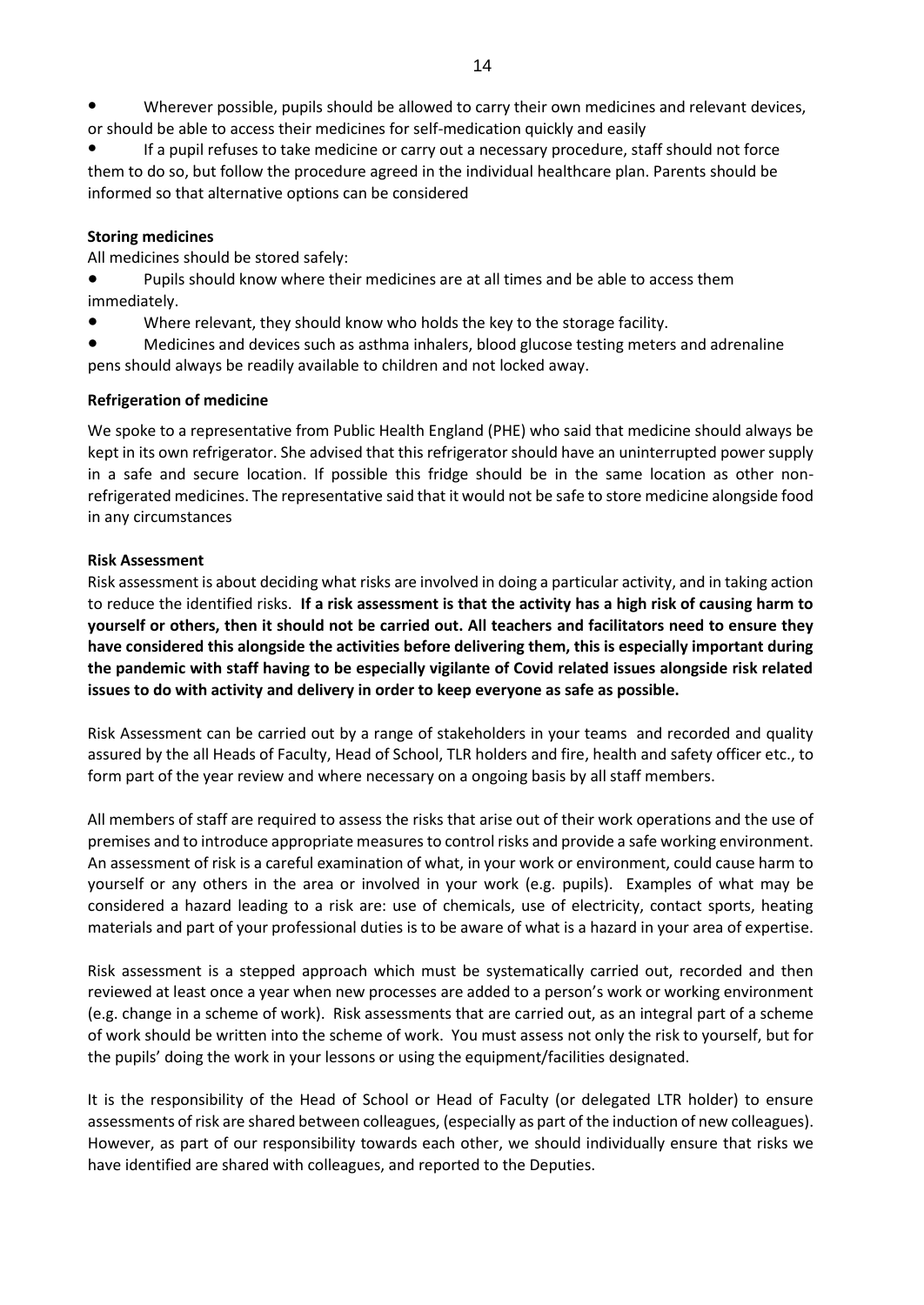- Wherever possible, pupils should be allowed to carry their own medicines and relevant devices, or should be able to access their medicines for self-medication quickly and easily
- If a pupil refuses to take medicine or carry out a necessary procedure, staff should not force them to do so, but follow the procedure agreed in the individual healthcare plan. Parents should be informed so that alternative options can be considered

**Storing medicines**

All medicines should be stored safely:

- Pupils should know where their medicines are at all times and be able to access them immediately.
- Where relevant, they should know who holds the key to the storage facility.
- Medicines and devices such as asthma inhalers, blood glucose testing meters and adrenaline pens should always be readily available to children and not locked away.

**Refrigeration of medicine**

We spoke to a representative from Public Health England (PHE) who said that medicine should always be kept in its own refrigerator. She advised that this refrigerator should have an uninterrupted power supply in a safe and secure location. If possible this fridge should be in the same location as other non-refrigerated medicines. The representative said that it would not be safe to store medicine alongside food in any circumstances

**Risk Assessment**

Risk assessment is about deciding what risks are involved in doing a particular activity, and in taking action to reduce the identified risks. **If a risk assessment is that the activity has a high risk of causing harm to yourself or others, then it should not be carried out. All teachers and facilitators need to ensure they have considered this alongside the activities before delivering them, this is especially important during the pandemic with staff having to be especially vigilante of Covid related issues alongside risk related issues to do with activity and delivery in order to keep everyone as safe as possible.**

Risk Assessment can be carried out by a range of stakeholders in your teams and recorded and quality assured by the all Heads of Faculty, Head of School, TLR holders and fire, health and safety officer etc., to form part of the year review and where necessary on a ongoing basis by all staff members.

All members of staff are required to assess the risks that arise out of their work operations and the use of premises and to introduce appropriate measures to control risks and provide a safe working environment. An assessment of risk is a careful examination of what, in your work or environment, could cause harm to yourself or any others in the area or involved in your work (e.g. pupils). Examples of what may be considered a hazard leading to a risk are: use of chemicals, use of electricity, contact sports, heating materials and part of your professional duties is to be aware of what is a hazard in your area of expertise.

Risk assessment is a stepped approach which must be systematically carried out, recorded and then reviewed at least once a year when new processes are added to a person's work or working environment (e.g. change in a scheme of work). Risk assessments that are carried out, as an integral part of a scheme of work should be written into the scheme of work. You must assess not only the risk to yourself, but for the pupils' doing the work in your lessons or using the equipment/facilities designated.

It is the responsibility of the Head of School or Head of Faculty (or delegated LTR holder) to ensure assessments of risk are shared between colleagues, (especially as part of the induction of new colleagues). However, as part of our responsibility towards each other, we should individually ensure that risks we have identified are shared with colleagues, and reported to the Deputies.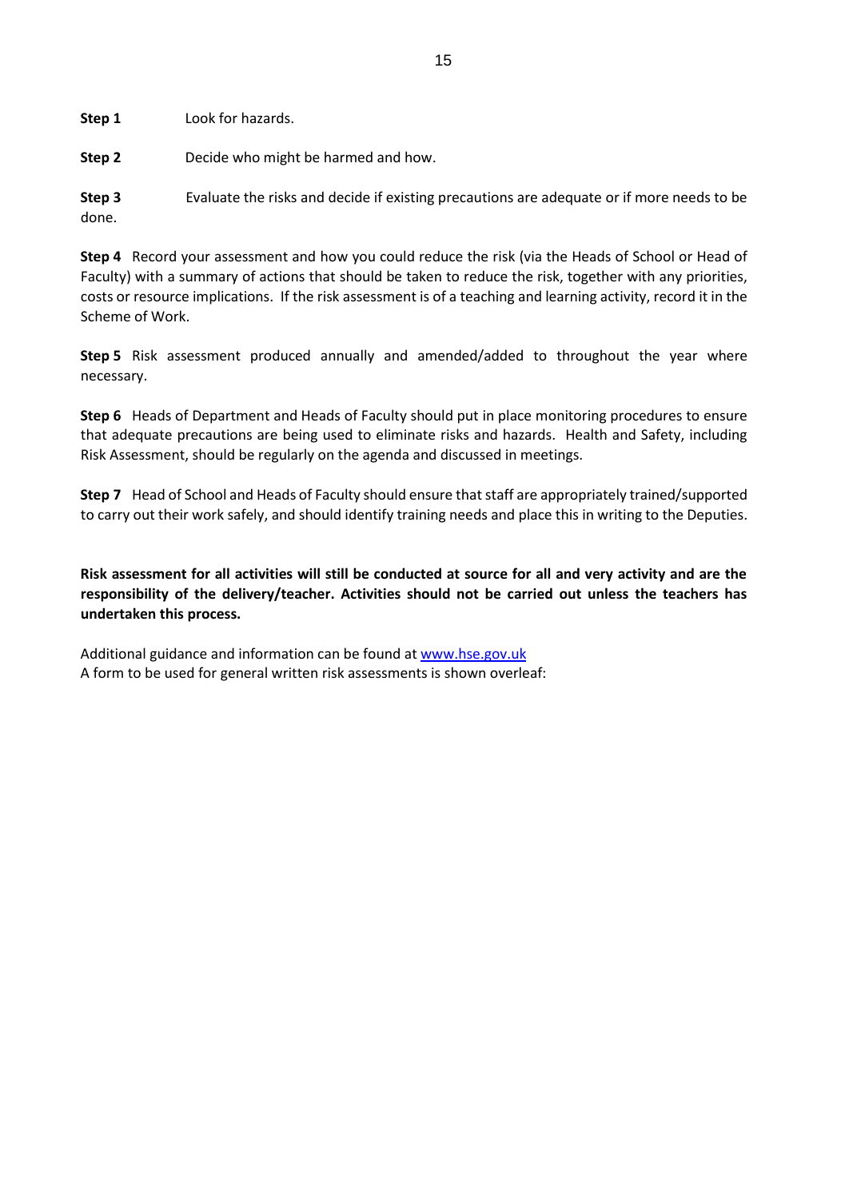**Step 1** Look for hazards.

**Step 2** Decide who might be harmed and how.

**Step 3** Evaluate the risks and decide if existing precautions are adequate or if more needs to be done.

**Step 4** Record your assessment and how you could reduce the risk (via the Heads of School or Head of Faculty) with a summary of actions that should be taken to reduce the risk, together with any priorities, costs or resource implications. If the risk assessment is of a teaching and learning activity, record it in the Scheme of Work.

**Step 5** Risk assessment produced annually and amended/added to throughout the year where necessary.

**Step 6** Heads of Department and Heads of Faculty should put in place monitoring procedures to ensure that adequate precautions are being used to eliminate risks and hazards. Health and Safety, including Risk Assessment, should be regularly on the agenda and discussed in meetings.

**Step 7** Head of School and Heads of Faculty should ensure that staff are appropriately trained/supported to carry out their work safely, and should identify training needs and place this in writing to the Deputies.

**Risk assessment for all activities will still be conducted at source for all and very activity and are the responsibility of the delivery/teacher. Activities should not be carried out unless the teachers has undertaken this process.**

Additional guidance and information can be found at [www.hse.gov.uk](http://www.hse.gov.uk)
A form to be used for general written risk assessments is shown overleaf: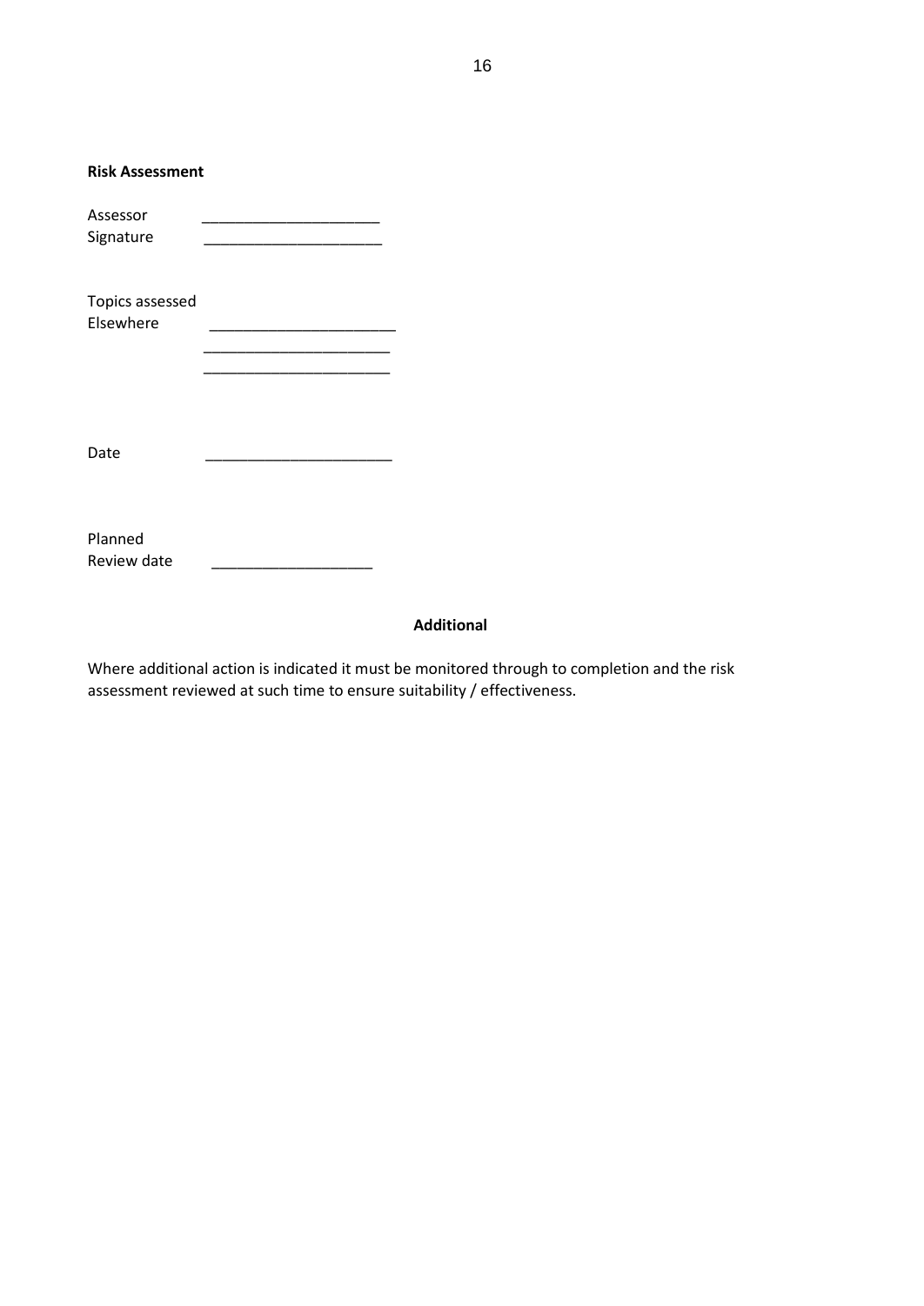**Risk Assessment**

Assessor ____________________

Signature ____________________

Topics assessed
Elsewhere ______________________

______________________

______________________

Date ______________________

Planned
Review date ___________________

**Additional**

Where additional action is indicated it must be monitored through to completion and the risk assessment reviewed at such time to ensure suitability / effectiveness.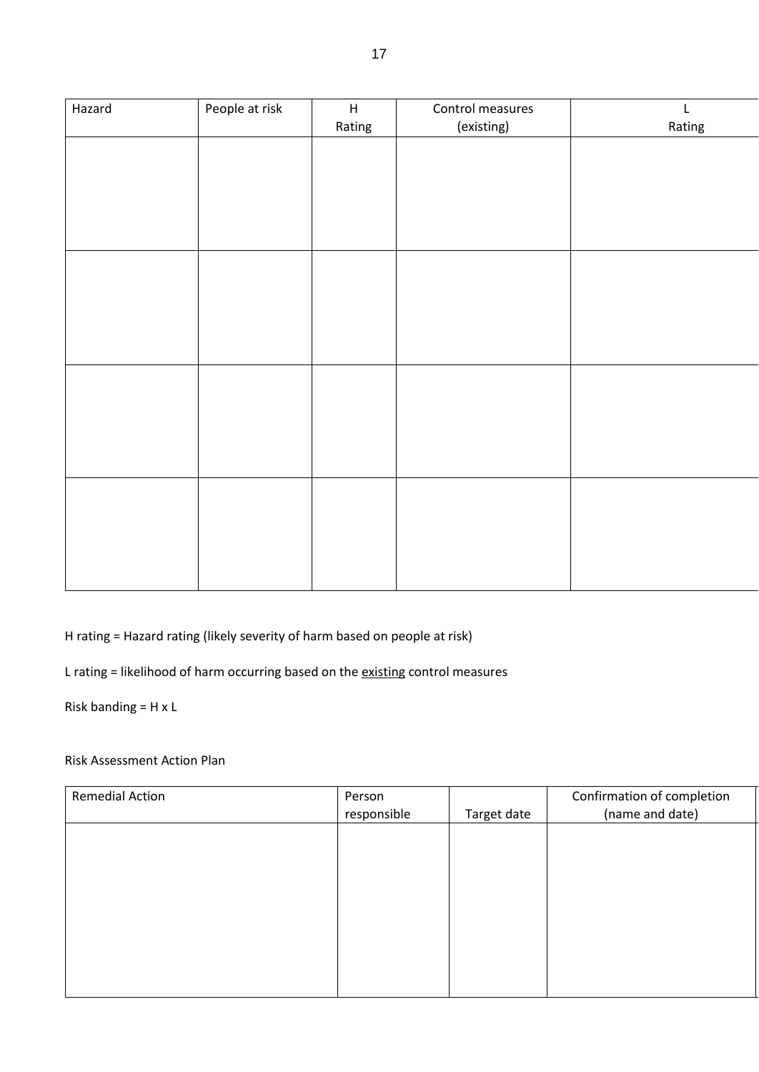| Hazard | People at risk | H Rating | Control measures (existing) | L Rating |
|---|---|---|---|---|
| | | | | |
| | | | | |
| | | | | |
| | | | | |

H rating = Hazard rating (likely severity of harm based on people at risk)

L rating = likelihood of harm occurring based on the existing control measures

Risk banding = H x L

Risk Assessment Action Plan

| Remedial Action | Person responsible | Target date | Confirmation of completion (name and date) |
|---|---|---|---|
| | | | |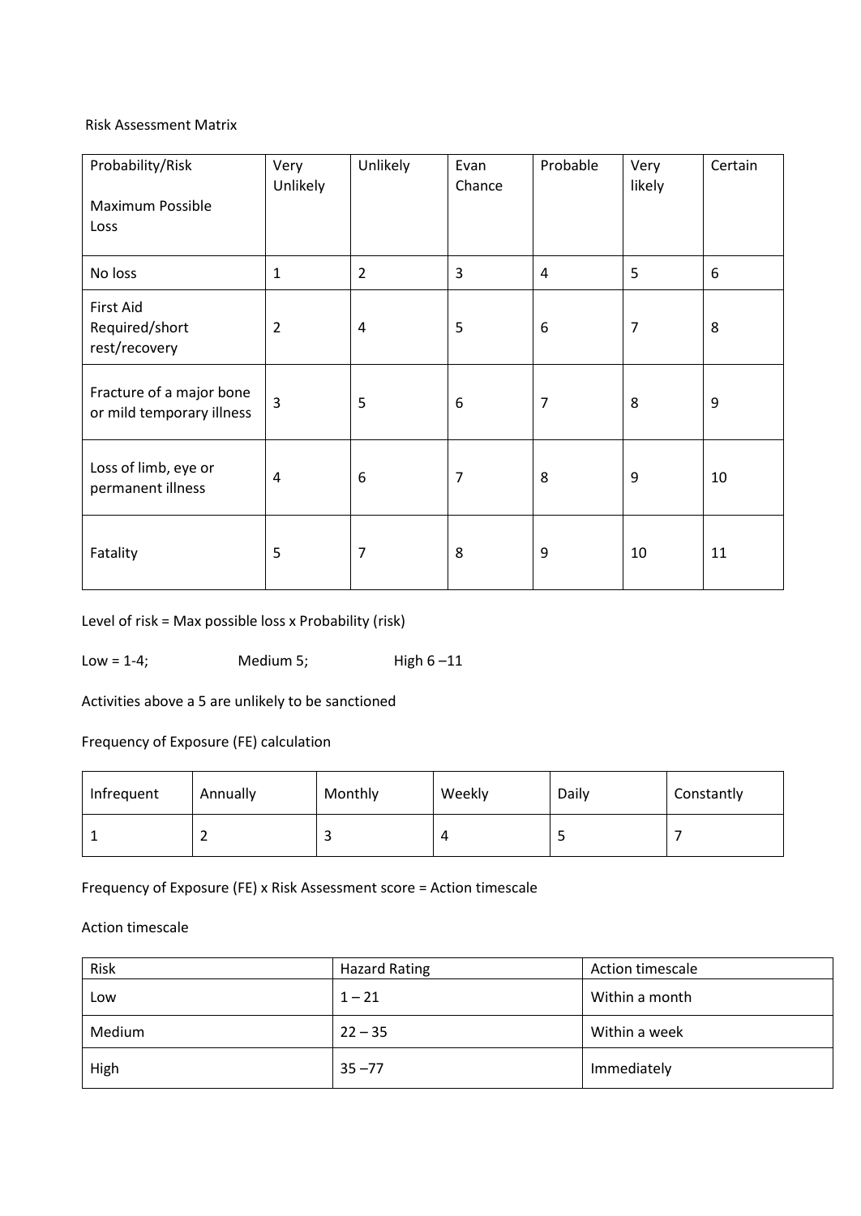Risk Assessment Matrix

| Probability/Risk<br><br>Maximum Possible Loss | Very Unlikely | Unlikely | Evan Chance | Probable | Very likely | Certain |
|---|---|---|---|---|---|---|
| No loss | 1 | 2 | 3 | 4 | 5 | 6 |
| First Aid Required/short rest/recovery | 2 | 4 | 5 | 6 | 7 | 8 |
| Fracture of a major bone or mild temporary illness | 3 | 5 | 6 | 7 | 8 | 9 |
| Loss of limb, eye or permanent illness | 4 | 6 | 7 | 8 | 9 | 10 |
| Fatality | 5 | 7 | 8 | 9 | 10 | 11 |

Level of risk = Max possible loss x Probability (risk)

Low = 1-4; Medium 5; High 6 –11

Activities above a 5 are unlikely to be sanctioned

Frequency of Exposure (FE) calculation

| Infrequent | Annually | Monthly | Weekly | Daily | Constantly |
|---|---|---|---|---|---|
| 1 | 2 | 3 | 4 | 5 | 7 |

Frequency of Exposure (FE) x Risk Assessment score = Action timescale

Action timescale

| Risk | Hazard Rating | Action timescale |
|---|---|---|
| Low | 1 – 21 | Within a month |
| Medium | 22 – 35 | Within a week |
| High | 35 –77 | Immediately |